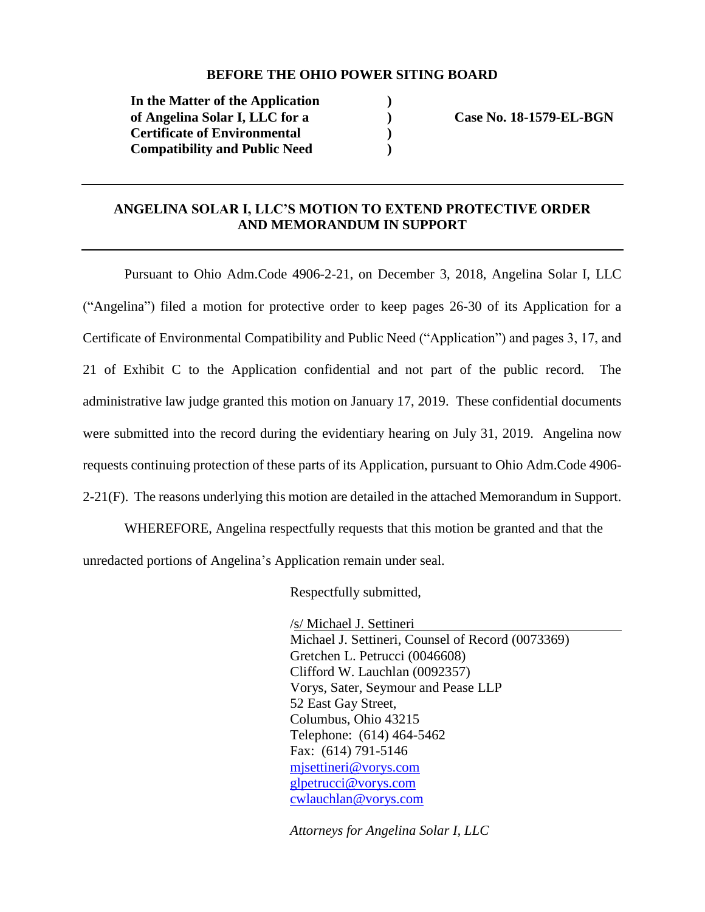**BEFORE THE OHIO POWER SITING BOARD**

| | | |
|---|---|---|
| **In the Matter of the Application of Angelina Solar I, LLC for a Certificate of Environmental Compatibility and Public Need** | **)<br>)<br>)<br>)** | **Case No. 18-1579-EL-BGN** |

---

## ANGELINA SOLAR I, LLC'S MOTION TO EXTEND PROTECTIVE ORDER AND MEMORANDUM IN SUPPORT

---

Pursuant to Ohio Adm.Code 4906-2-21, on December 3, 2018, Angelina Solar I, LLC ("Angelina") filed a motion for protective order to keep pages 26-30 of its Application for a Certificate of Environmental Compatibility and Public Need ("Application") and pages 3, 17, and 21 of Exhibit C to the Application confidential and not part of the public record. The administrative law judge granted this motion on January 17, 2019. These confidential documents were submitted into the record during the evidentiary hearing on July 31, 2019. Angelina now requests continuing protection of these parts of its Application, pursuant to Ohio Adm.Code 4906-2-21(F). The reasons underlying this motion are detailed in the attached Memorandum in Support.

WHEREFORE, Angelina respectfully requests that this motion be granted and that the unredacted portions of Angelina's Application remain under seal.

Respectfully submitted,

/s/ Michael J. Settineri
Michael J. Settineri, Counsel of Record (0073369)
Gretchen L. Petrucci (0046608)
Clifford W. Lauchlan (0092357)
Vorys, Sater, Seymour and Pease LLP
52 East Gay Street,
Columbus, Ohio 43215
Telephone: (614) 464-5462
Fax: (614) 791-5146
mjsettineri@vorys.com
glpetrucci@vorys.com
cwlauchlan@vorys.com

*Attorneys for Angelina Solar I, LLC*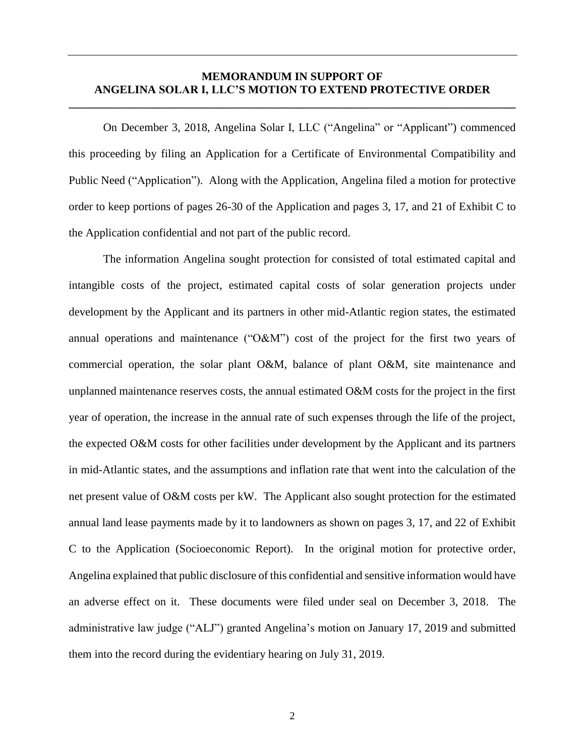**MEMORANDUM IN SUPPORT OF ANGELINA SOLAR I, LLC'S MOTION TO EXTEND PROTECTIVE ORDER**

On December 3, 2018, Angelina Solar I, LLC ("Angelina" or "Applicant") commenced this proceeding by filing an Application for a Certificate of Environmental Compatibility and Public Need ("Application"). Along with the Application, Angelina filed a motion for protective order to keep portions of pages 26-30 of the Application and pages 3, 17, and 21 of Exhibit C to the Application confidential and not part of the public record.

The information Angelina sought protection for consisted of total estimated capital and intangible costs of the project, estimated capital costs of solar generation projects under development by the Applicant and its partners in other mid-Atlantic region states, the estimated annual operations and maintenance ("O&M") cost of the project for the first two years of commercial operation, the solar plant O&M, balance of plant O&M, site maintenance and unplanned maintenance reserves costs, the annual estimated O&M costs for the project in the first year of operation, the increase in the annual rate of such expenses through the life of the project, the expected O&M costs for other facilities under development by the Applicant and its partners in mid-Atlantic states, and the assumptions and inflation rate that went into the calculation of the net present value of O&M costs per kW. The Applicant also sought protection for the estimated annual land lease payments made by it to landowners as shown on pages 3, 17, and 22 of Exhibit C to the Application (Socioeconomic Report). In the original motion for protective order, Angelina explained that public disclosure of this confidential and sensitive information would have an adverse effect on it. These documents were filed under seal on December 3, 2018. The administrative law judge ("ALJ") granted Angelina's motion on January 17, 2019 and submitted them into the record during the evidentiary hearing on July 31, 2019.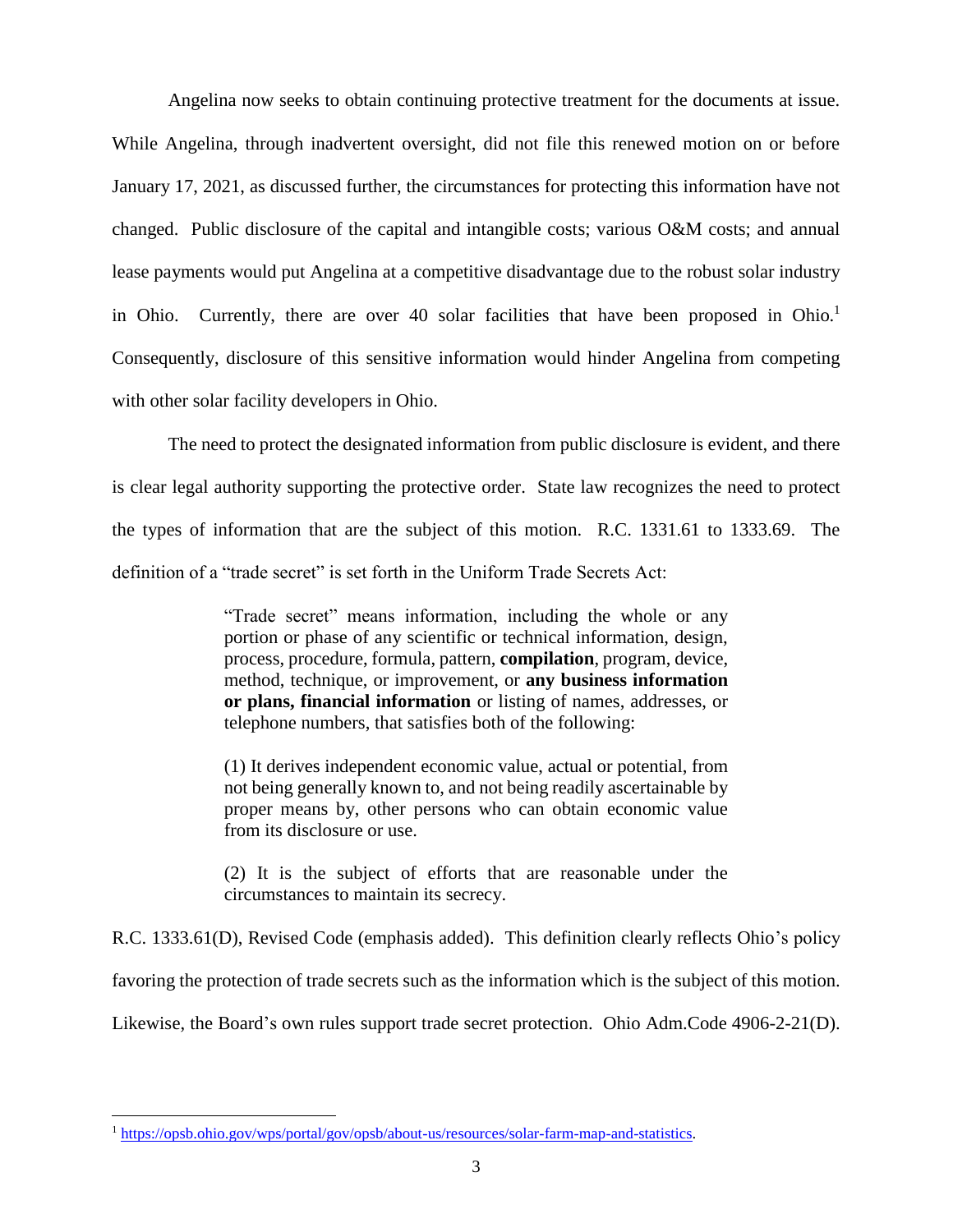Angelina now seeks to obtain continuing protective treatment for the documents at issue. While Angelina, through inadvertent oversight, did not file this renewed motion on or before January 17, 2021, as discussed further, the circumstances for protecting this information have not changed. Public disclosure of the capital and intangible costs; various O&M costs; and annual lease payments would put Angelina at a competitive disadvantage due to the robust solar industry in Ohio. Currently, there are over 40 solar facilities that have been proposed in Ohio.[1] Consequently, disclosure of this sensitive information would hinder Angelina from competing with other solar facility developers in Ohio.

The need to protect the designated information from public disclosure is evident, and there is clear legal authority supporting the protective order. State law recognizes the need to protect the types of information that are the subject of this motion. R.C. 1331.61 to 1333.69. The definition of a "trade secret" is set forth in the Uniform Trade Secrets Act:

> "Trade secret" means information, including the whole or any portion or phase of any scientific or technical information, design, process, procedure, formula, pattern, **compilation**, program, device, method, technique, or improvement, or **any business information or plans, financial information** or listing of names, addresses, or telephone numbers, that satisfies both of the following:
>
> (1) It derives independent economic value, actual or potential, from not being generally known to, and not being readily ascertainable by proper means by, other persons who can obtain economic value from its disclosure or use.
>
> (2) It is the subject of efforts that are reasonable under the circumstances to maintain its secrecy.

R.C. 1333.61(D), Revised Code (emphasis added). This definition clearly reflects Ohio's policy favoring the protection of trade secrets such as the information which is the subject of this motion. Likewise, the Board's own rules support trade secret protection. Ohio Adm.Code 4906-2-21(D).

---

[1] https://opsb.ohio.gov/wps/portal/gov/opsb/about-us/resources/solar-farm-map-and-statistics.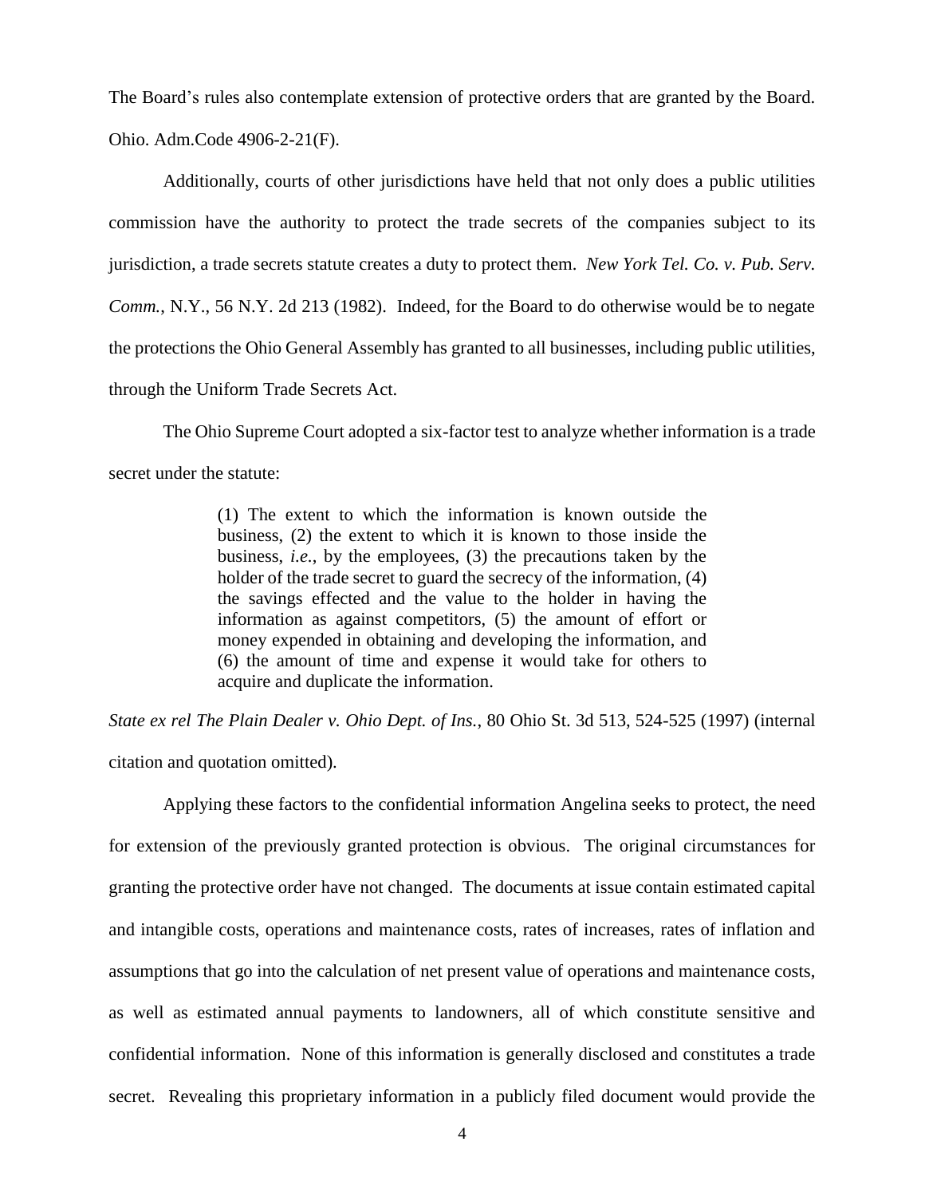The Board's rules also contemplate extension of protective orders that are granted by the Board. Ohio. Adm.Code 4906-2-21(F).

Additionally, courts of other jurisdictions have held that not only does a public utilities commission have the authority to protect the trade secrets of the companies subject to its jurisdiction, a trade secrets statute creates a duty to protect them. *New York Tel. Co. v. Pub. Serv. Comm.*, N.Y., 56 N.Y. 2d 213 (1982). Indeed, for the Board to do otherwise would be to negate the protections the Ohio General Assembly has granted to all businesses, including public utilities, through the Uniform Trade Secrets Act.

The Ohio Supreme Court adopted a six-factor test to analyze whether information is a trade secret under the statute:

> (1) The extent to which the information is known outside the business, (2) the extent to which it is known to those inside the business, *i.e.*, by the employees, (3) the precautions taken by the holder of the trade secret to guard the secrecy of the information, (4) the savings effected and the value to the holder in having the information as against competitors, (5) the amount of effort or money expended in obtaining and developing the information, and (6) the amount of time and expense it would take for others to acquire and duplicate the information.

*State ex rel The Plain Dealer v. Ohio Dept. of Ins.*, 80 Ohio St. 3d 513, 524-525 (1997) (internal citation and quotation omitted).

Applying these factors to the confidential information Angelina seeks to protect, the need for extension of the previously granted protection is obvious. The original circumstances for granting the protective order have not changed. The documents at issue contain estimated capital and intangible costs, operations and maintenance costs, rates of increases, rates of inflation and assumptions that go into the calculation of net present value of operations and maintenance costs, as well as estimated annual payments to landowners, all of which constitute sensitive and confidential information. None of this information is generally disclosed and constitutes a trade secret. Revealing this proprietary information in a publicly filed document would provide the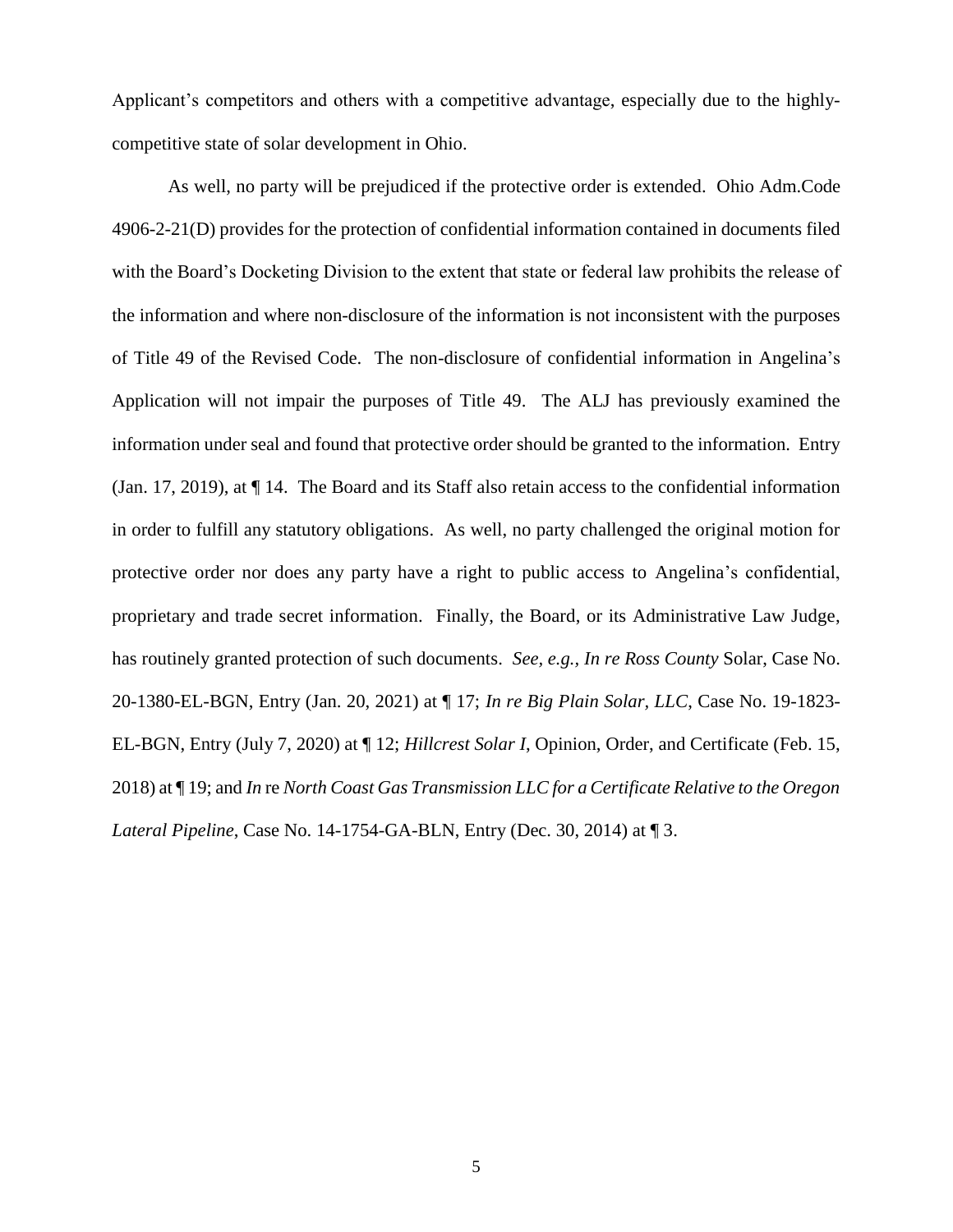Applicant's competitors and others with a competitive advantage, especially due to the highly-competitive state of solar development in Ohio.

As well, no party will be prejudiced if the protective order is extended. Ohio Adm.Code 4906-2-21(D) provides for the protection of confidential information contained in documents filed with the Board's Docketing Division to the extent that state or federal law prohibits the release of the information and where non-disclosure of the information is not inconsistent with the purposes of Title 49 of the Revised Code. The non-disclosure of confidential information in Angelina's Application will not impair the purposes of Title 49. The ALJ has previously examined the information under seal and found that protective order should be granted to the information. Entry (Jan. 17, 2019), at ¶ 14. The Board and its Staff also retain access to the confidential information in order to fulfill any statutory obligations. As well, no party challenged the original motion for protective order nor does any party have a right to public access to Angelina's confidential, proprietary and trade secret information. Finally, the Board, or its Administrative Law Judge, has routinely granted protection of such documents. *See, e.g., In re Ross County* Solar, Case No. 20-1380-EL-BGN, Entry (Jan. 20, 2021) at ¶ 17; *In re Big Plain Solar, LLC*, Case No. 19-1823-EL-BGN, Entry (July 7, 2020) at ¶ 12; *Hillcrest Solar I*, Opinion, Order, and Certificate (Feb. 15, 2018) at ¶ 19; and *In* re *North Coast Gas Transmission LLC for a Certificate Relative to the Oregon Lateral Pipeline*, Case No. 14-1754-GA-BLN, Entry (Dec. 30, 2014) at ¶ 3.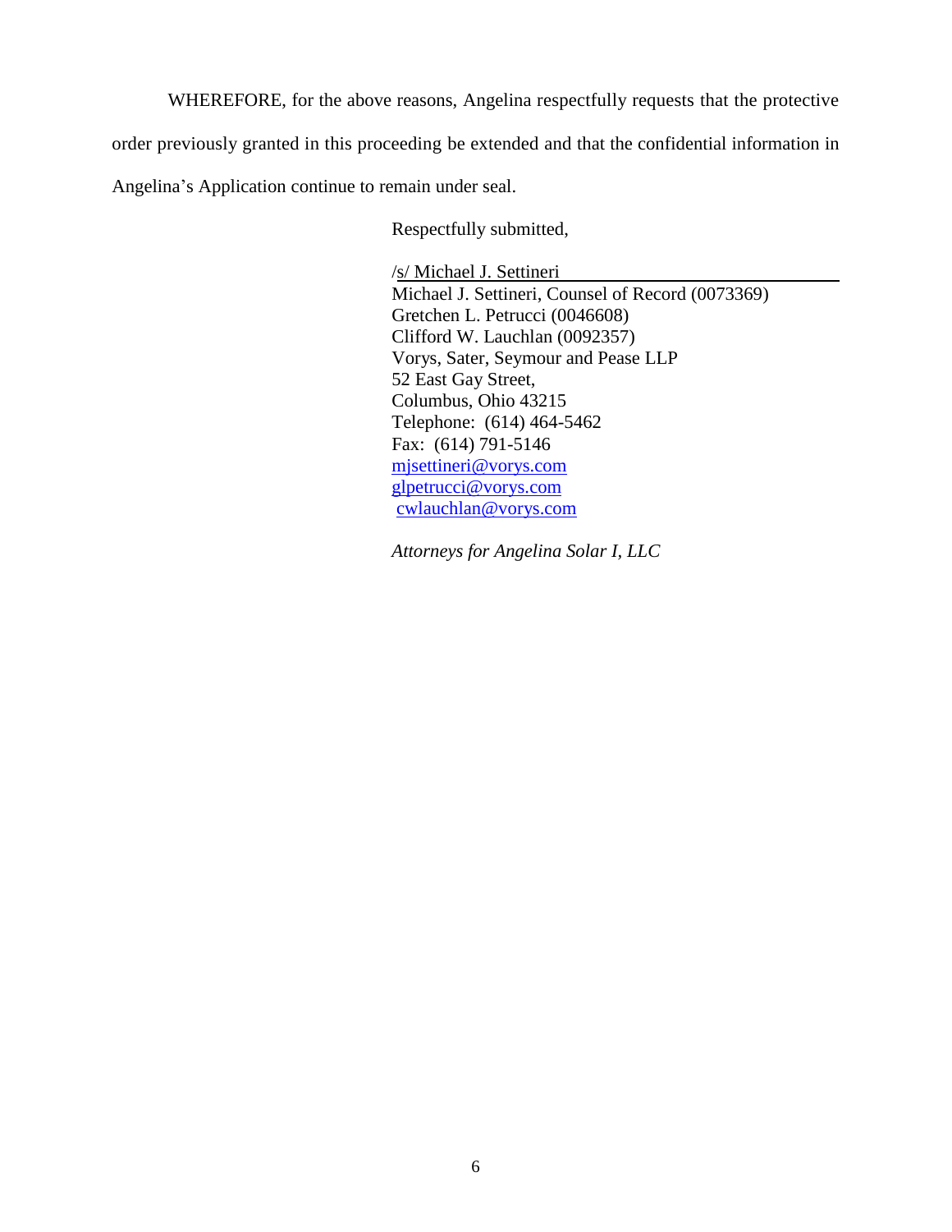WHEREFORE, for the above reasons, Angelina respectfully requests that the protective order previously granted in this proceeding be extended and that the confidential information in Angelina's Application continue to remain under seal.

Respectfully submitted,

/s/ Michael J. Settineri
Michael J. Settineri, Counsel of Record (0073369)
Gretchen L. Petrucci (0046608)
Clifford W. Lauchlan (0092357)
Vorys, Sater, Seymour and Pease LLP
52 East Gay Street,
Columbus, Ohio 43215
Telephone: (614) 464-5462
Fax: (614) 791-5146
mjsettineri@vorys.com
glpetrucci@vorys.com
cwlauchlan@vorys.com

*Attorneys for Angelina Solar I, LLC*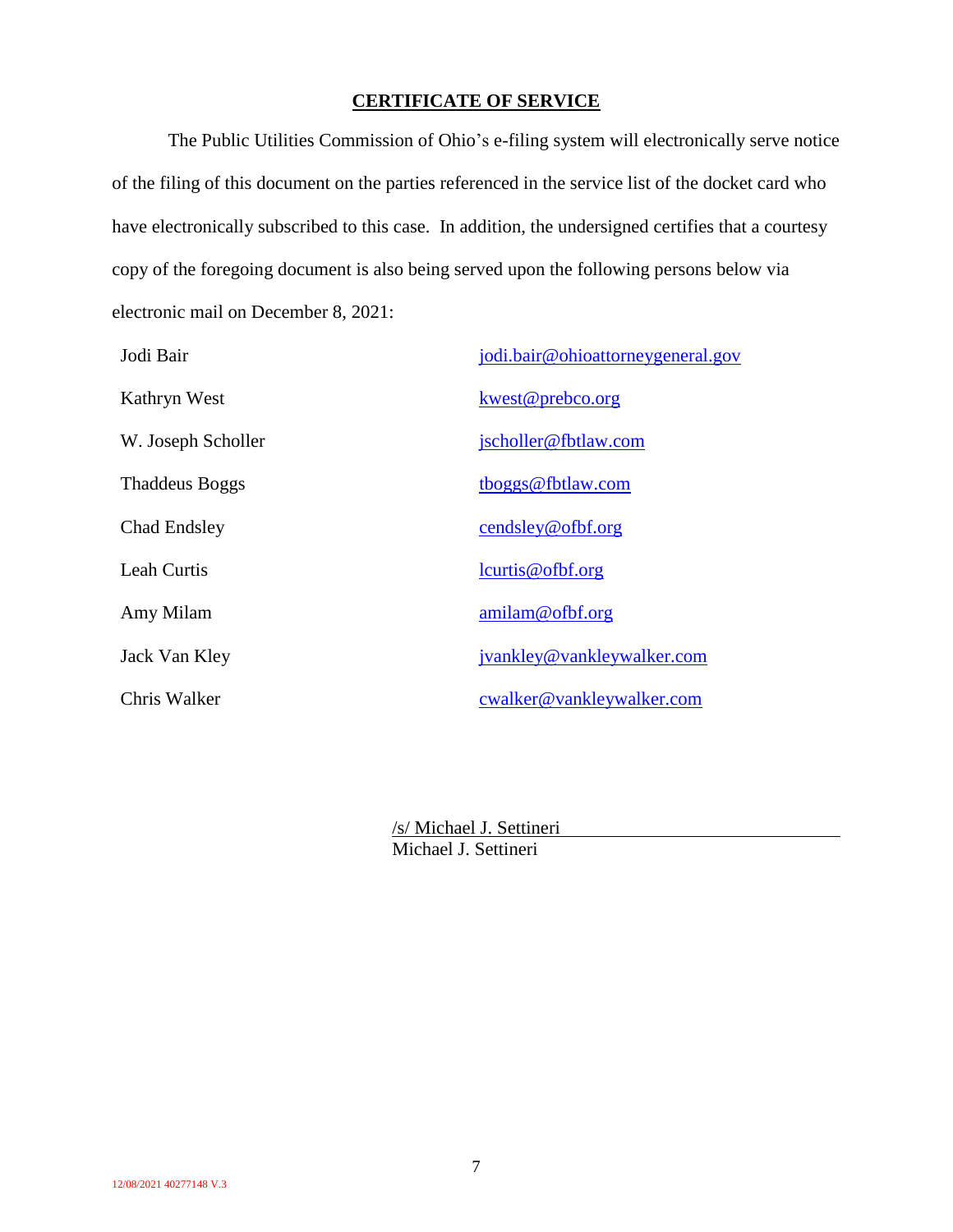**CERTIFICATE OF SERVICE**

The Public Utilities Commission of Ohio's e-filing system will electronically serve notice of the filing of this document on the parties referenced in the service list of the docket card who have electronically subscribed to this case. In addition, the undersigned certifies that a courtesy copy of the foregoing document is also being served upon the following persons below via electronic mail on December 8, 2021:

| | |
|---|---|
| Jodi Bair | jodi.bair@ohioattorneygeneral.gov |
| Kathryn West | kwest@prebco.org |
| W. Joseph Scholler | jscholler@fbtlaw.com |
| Thaddeus Boggs | tboggs@fbtlaw.com |
| Chad Endsley | cendsley@ofbf.org |
| Leah Curtis | lcurtis@ofbf.org |
| Amy Milam | amilam@ofbf.org |
| Jack Van Kley | jvankley@vankleywalker.com |
| Chris Walker | cwalker@vankleywalker.com |

/s/ Michael J. Settineri
Michael J. Settineri

12/08/2021 40277148 V.3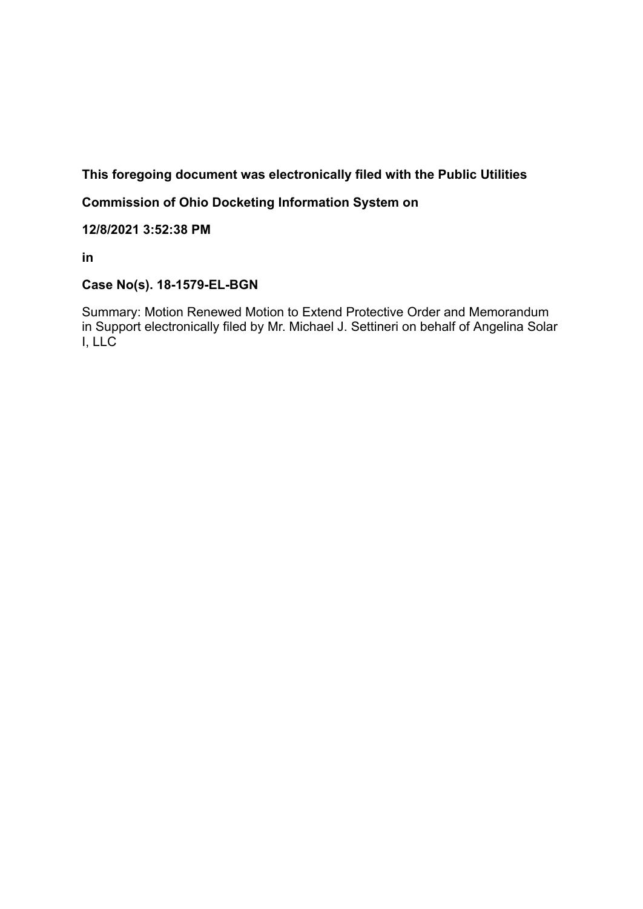**This foregoing document was electronically filed with the Public Utilities**

**Commission of Ohio Docketing Information System on**

**12/8/2021 3:52:38 PM**

**in**

**Case No(s). 18-1579-EL-BGN**

Summary: Motion Renewed Motion to Extend Protective Order and Memorandum in Support electronically filed by Mr. Michael J. Settineri on behalf of Angelina Solar I, LLC